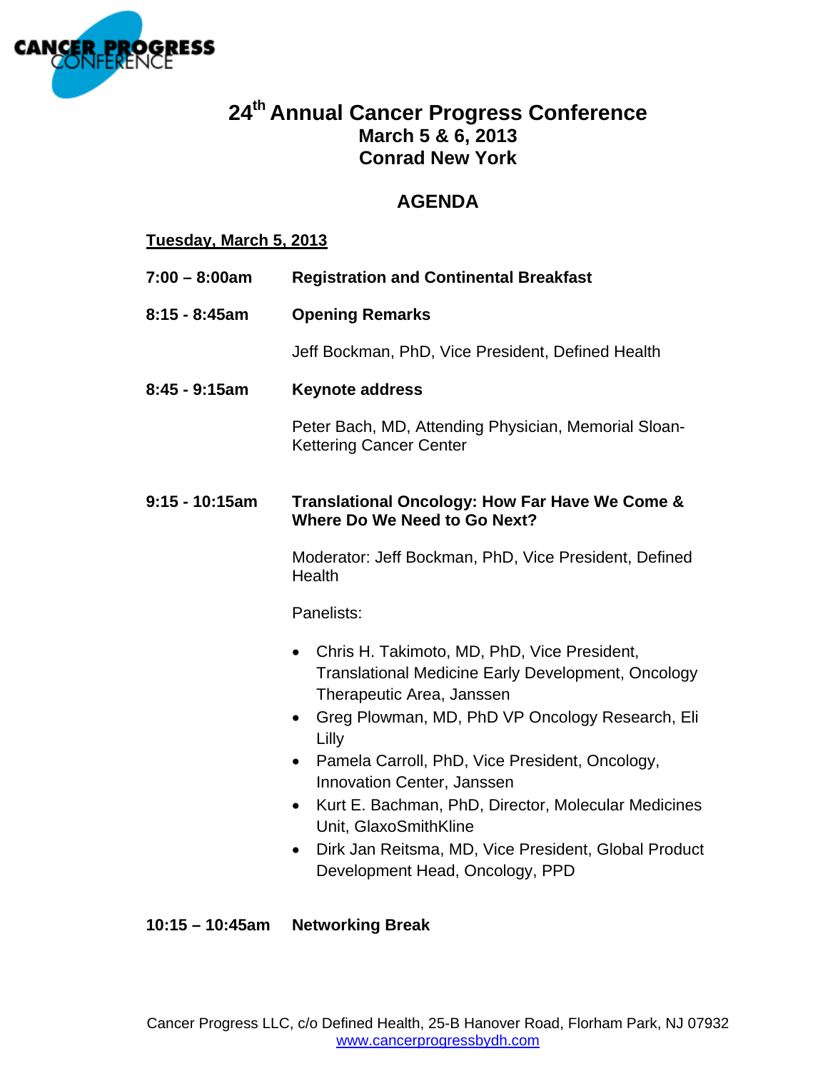CANCER PROGRESS CONFERENCE

# 24th Annual Cancer Progress Conference

## March 5 & 6, 2013
## Conrad New York

## AGENDA

**Tuesday, March 5, 2013**

**7:00 – 8:00am** **Registration and Continental Breakfast**

**8:15 - 8:45am** **Opening Remarks**

Jeff Bockman, PhD, Vice President, Defined Health

**8:45 - 9:15am** **Keynote address**

Peter Bach, MD, Attending Physician, Memorial Sloan-Kettering Cancer Center

**9:15 - 10:15am** **Translational Oncology: How Far Have We Come & Where Do We Need to Go Next?**

Moderator: Jeff Bockman, PhD, Vice President, Defined Health

Panelists:

- Chris H. Takimoto, MD, PhD, Vice President, Translational Medicine Early Development, Oncology Therapeutic Area, Janssen
- Greg Plowman, MD, PhD VP Oncology Research, Eli Lilly
- Pamela Carroll, PhD, Vice President, Oncology, Innovation Center, Janssen
- Kurt E. Bachman, PhD, Director, Molecular Medicines Unit, GlaxoSmithKline
- Dirk Jan Reitsma, MD, Vice President, Global Product Development Head, Oncology, PPD

**10:15 – 10:45am** **Networking Break**

Cancer Progress LLC, c/o Defined Health, 25-B Hanover Road, Florham Park, NJ 07932
www.cancerprogressbydh.com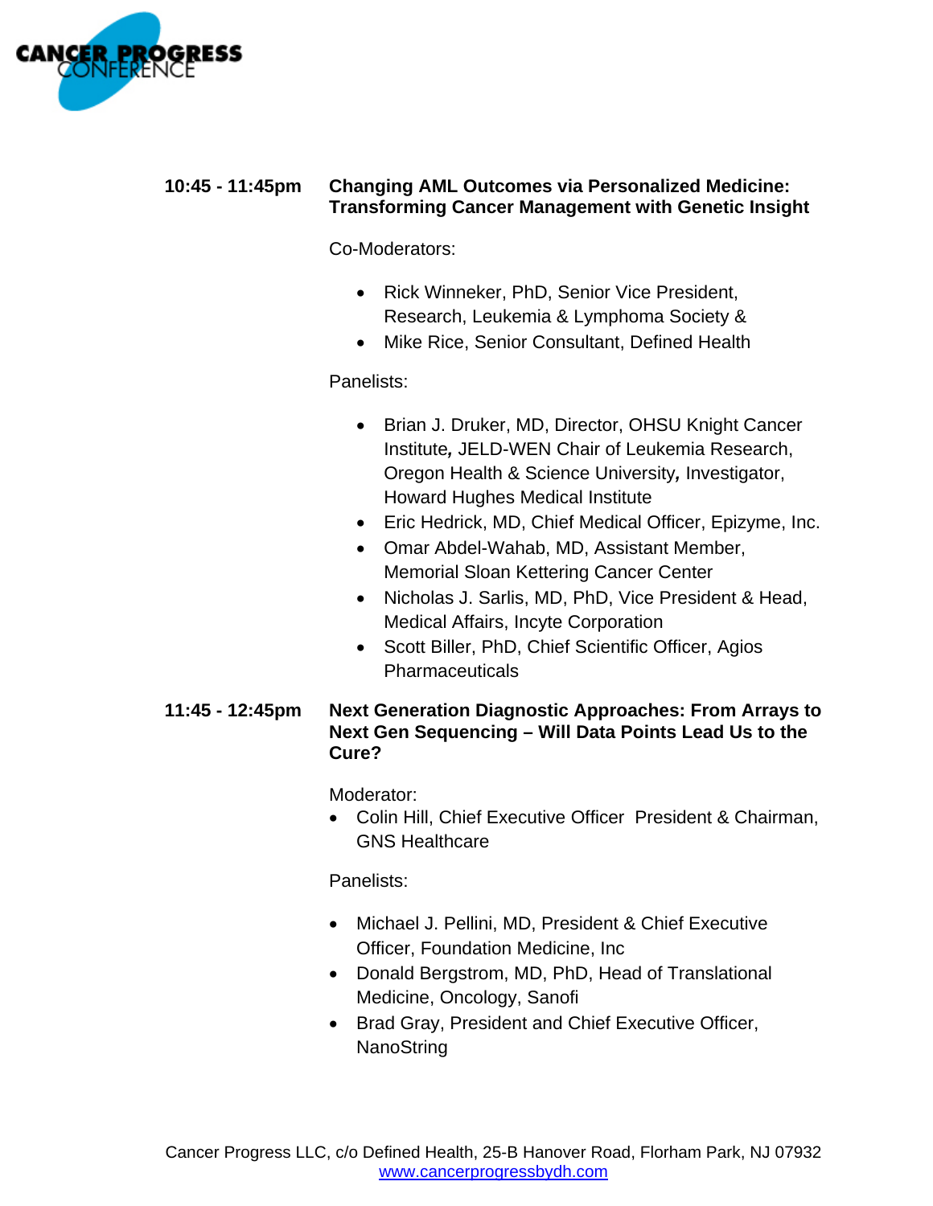**10:45 - 11:45pm** **Changing AML Outcomes via Personalized Medicine: Transforming Cancer Management with Genetic Insight**

Co-Moderators:

- Rick Winneker, PhD, Senior Vice President, Research, Leukemia & Lymphoma Society &
- Mike Rice, Senior Consultant, Defined Health

Panelists:

- Brian J. Druker, MD, Director, OHSU Knight Cancer Institute***,*** JELD-WEN Chair of Leukemia Research, Oregon Health & Science University***,*** Investigator, Howard Hughes Medical Institute
- Eric Hedrick, MD, Chief Medical Officer, Epizyme, Inc.
- Omar Abdel-Wahab, MD, Assistant Member, Memorial Sloan Kettering Cancer Center
- Nicholas J. Sarlis, MD, PhD, Vice President & Head, Medical Affairs, Incyte Corporation
- Scott Biller, PhD, Chief Scientific Officer, Agios Pharmaceuticals

**11:45 - 12:45pm** **Next Generation Diagnostic Approaches: From Arrays to Next Gen Sequencing – Will Data Points Lead Us to the Cure?**

Moderator:

- Colin Hill, Chief Executive Officer President & Chairman, GNS Healthcare

Panelists:

- Michael J. Pellini, MD, President & Chief Executive Officer, Foundation Medicine, Inc
- Donald Bergstrom, MD, PhD, Head of Translational Medicine, Oncology, Sanofi
- Brad Gray, President and Chief Executive Officer, NanoString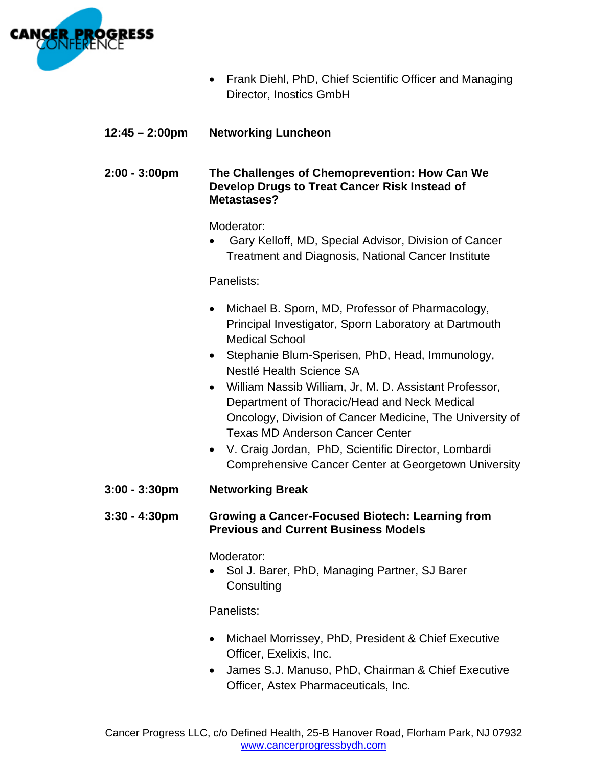- Frank Diehl, PhD, Chief Scientific Officer and Managing Director, Inostics GmbH

**12:45 – 2:00pm** **Networking Luncheon**

**2:00 - 3:00pm** **The Challenges of Chemoprevention: How Can We Develop Drugs to Treat Cancer Risk Instead of Metastases?**

Moderator:

- Gary Kelloff, MD, Special Advisor, Division of Cancer Treatment and Diagnosis, National Cancer Institute

Panelists:

- Michael B. Sporn, MD, Professor of Pharmacology, Principal Investigator, Sporn Laboratory at Dartmouth Medical School
- Stephanie Blum-Sperisen, PhD, Head, Immunology, Nestlé Health Science SA
- William Nassib William, Jr, M. D. Assistant Professor, Department of Thoracic/Head and Neck Medical Oncology, Division of Cancer Medicine, The University of Texas MD Anderson Cancer Center
- V. Craig Jordan, PhD, Scientific Director, Lombardi Comprehensive Cancer Center at Georgetown University

**3:00 - 3:30pm** **Networking Break**

**3:30 - 4:30pm** **Growing a Cancer-Focused Biotech: Learning from Previous and Current Business Models**

Moderator:

- Sol J. Barer, PhD, Managing Partner, SJ Barer Consulting

Panelists:

- Michael Morrissey, PhD, President & Chief Executive Officer, Exelixis, Inc.
- James S.J. Manuso, PhD, Chairman & Chief Executive Officer, Astex Pharmaceuticals, Inc.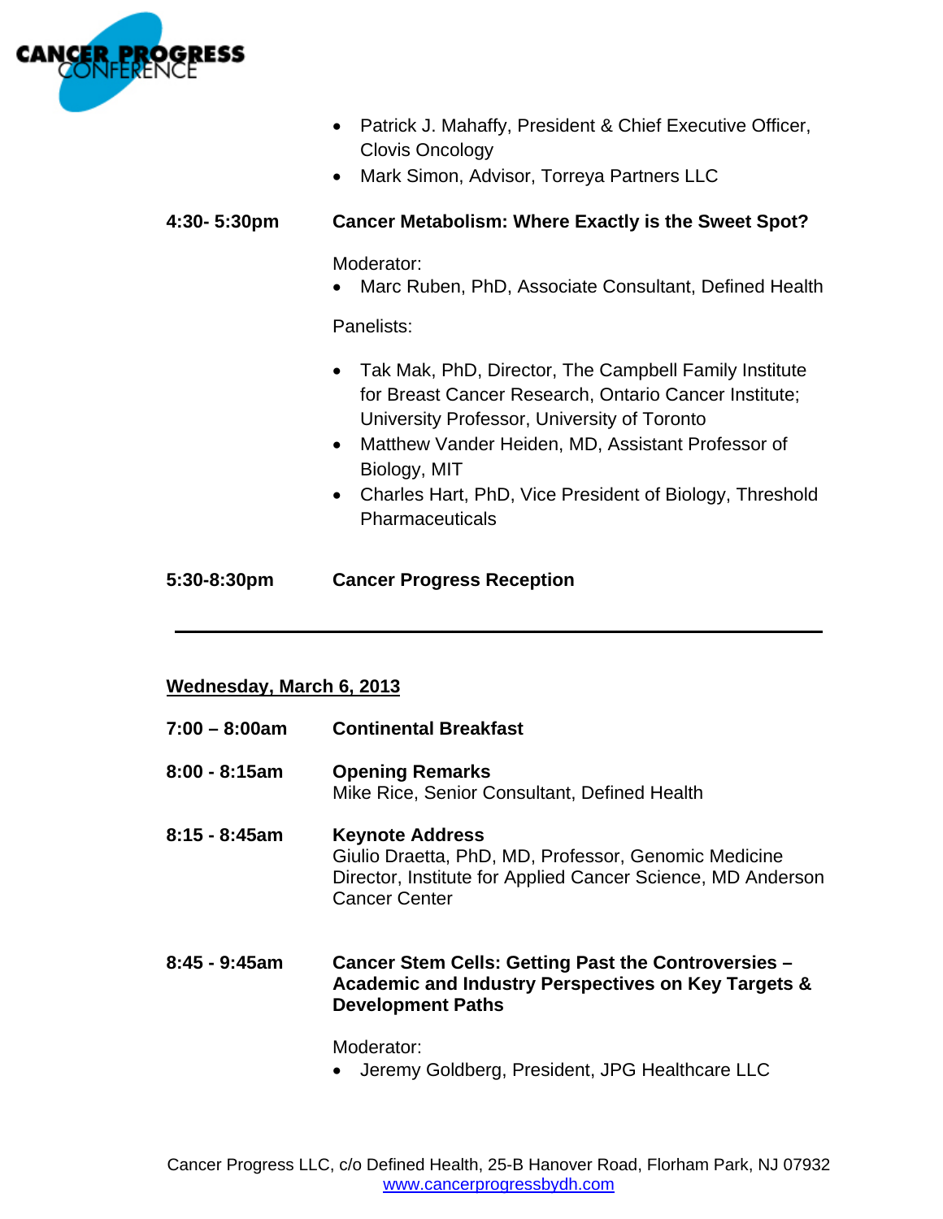- Patrick J. Mahaffy, President & Chief Executive Officer, Clovis Oncology
- Mark Simon, Advisor, Torreya Partners LLC

**4:30- 5:30pm** **Cancer Metabolism: Where Exactly is the Sweet Spot?**

Moderator:

- Marc Ruben, PhD, Associate Consultant, Defined Health

Panelists:

- Tak Mak, PhD, Director, The Campbell Family Institute for Breast Cancer Research, Ontario Cancer Institute; University Professor, University of Toronto
- Matthew Vander Heiden, MD, Assistant Professor of Biology, MIT
- Charles Hart, PhD, Vice President of Biology, Threshold Pharmaceuticals

**5:30-8:30pm** **Cancer Progress Reception**

---

## Wednesday, March 6, 2013

**7:00 – 8:00am** **Continental Breakfast**

**8:00 - 8:15am** **Opening Remarks**
Mike Rice, Senior Consultant, Defined Health

**8:15 - 8:45am** **Keynote Address**
Giulio Draetta, PhD, MD, Professor, Genomic Medicine Director, Institute for Applied Cancer Science, MD Anderson Cancer Center

**8:45 - 9:45am** **Cancer Stem Cells: Getting Past the Controversies – Academic and Industry Perspectives on Key Targets & Development Paths**

Moderator:

- Jeremy Goldberg, President, JPG Healthcare LLC

Cancer Progress LLC, c/o Defined Health, 25-B Hanover Road, Florham Park, NJ 07932
www.cancerprogressbydh.com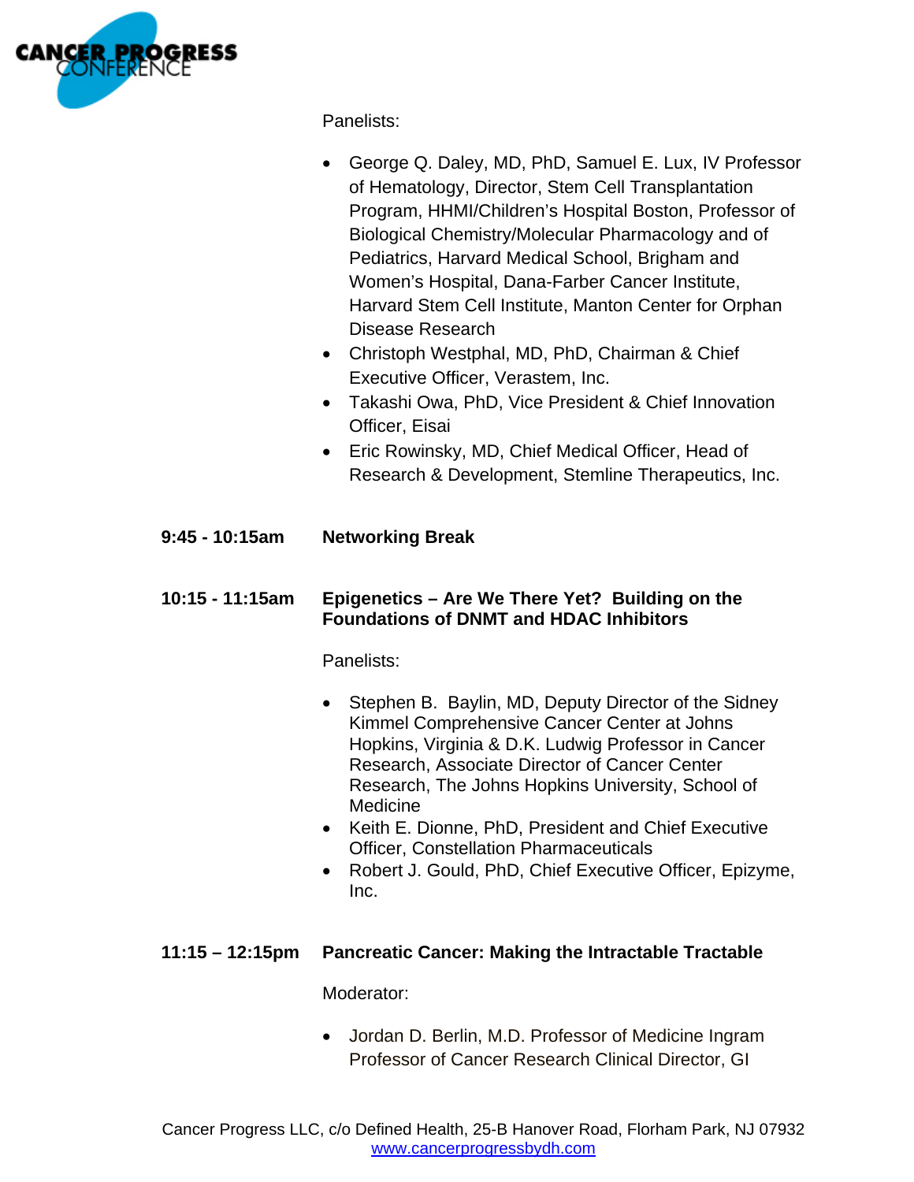Panelists:

- George Q. Daley, MD, PhD, Samuel E. Lux, IV Professor of Hematology, Director, Stem Cell Transplantation Program, HHMI/Children's Hospital Boston, Professor of Biological Chemistry/Molecular Pharmacology and of Pediatrics, Harvard Medical School, Brigham and Women's Hospital, Dana-Farber Cancer Institute, Harvard Stem Cell Institute, Manton Center for Orphan Disease Research
- Christoph Westphal, MD, PhD, Chairman & Chief Executive Officer, Verastem, Inc.
- Takashi Owa, PhD, Vice President & Chief Innovation Officer, Eisai
- Eric Rowinsky, MD, Chief Medical Officer, Head of Research & Development, Stemline Therapeutics, Inc.

**9:45 - 10:15am** **Networking Break**

**10:15 - 11:15am** **Epigenetics – Are We There Yet? Building on the Foundations of DNMT and HDAC Inhibitors**

Panelists:

- Stephen B. Baylin, MD, Deputy Director of the Sidney Kimmel Comprehensive Cancer Center at Johns Hopkins, Virginia & D.K. Ludwig Professor in Cancer Research, Associate Director of Cancer Center Research, The Johns Hopkins University, School of Medicine
- Keith E. Dionne, PhD, President and Chief Executive Officer, Constellation Pharmaceuticals
- Robert J. Gould, PhD, Chief Executive Officer, Epizyme, Inc.

**11:15 – 12:15pm** **Pancreatic Cancer: Making the Intractable Tractable**

Moderator:

- Jordan D. Berlin, M.D. Professor of Medicine Ingram Professor of Cancer Research Clinical Director, GI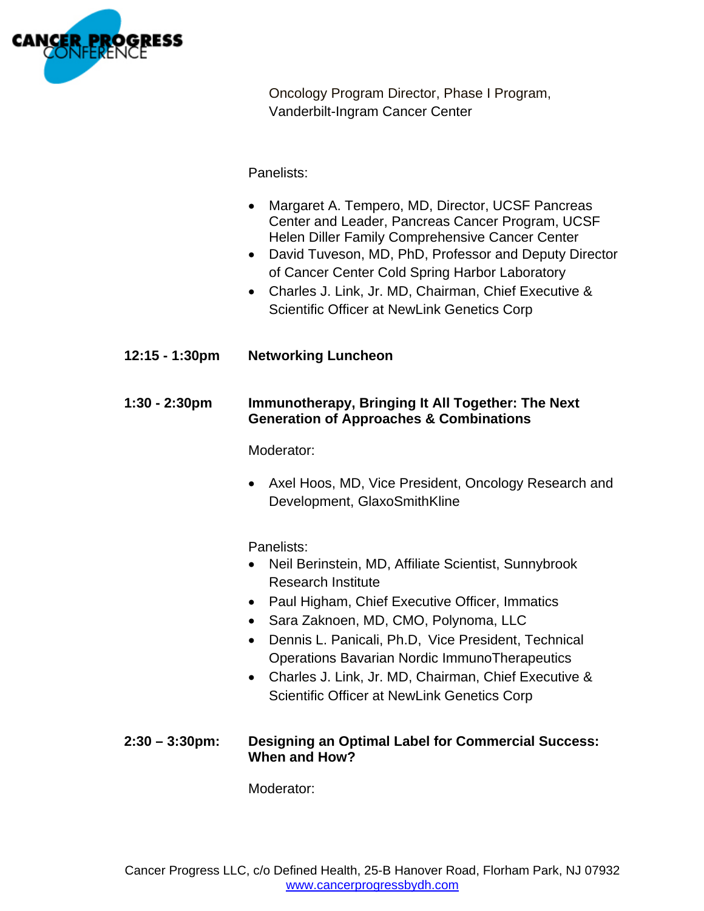Oncology Program Director, Phase I Program, Vanderbilt-Ingram Cancer Center

Panelists:

- Margaret A. Tempero, MD, Director, UCSF Pancreas Center and Leader, Pancreas Cancer Program, UCSF Helen Diller Family Comprehensive Cancer Center
- David Tuveson, MD, PhD, Professor and Deputy Director of Cancer Center Cold Spring Harbor Laboratory
- Charles J. Link, Jr. MD, Chairman, Chief Executive & Scientific Officer at NewLink Genetics Corp

**12:15 - 1:30pm** **Networking Luncheon**

**1:30 - 2:30pm** **Immunotherapy, Bringing It All Together: The Next Generation of Approaches & Combinations**

Moderator:

- Axel Hoos, MD, Vice President, Oncology Research and Development, GlaxoSmithKline

Panelists:

- Neil Berinstein, MD, Affiliate Scientist, Sunnybrook Research Institute
- Paul Higham, Chief Executive Officer, Immatics
- Sara Zaknoen, MD, CMO, Polynoma, LLC
- Dennis L. Panicali, Ph.D, Vice President, Technical Operations Bavarian Nordic ImmunoTherapeutics
- Charles J. Link, Jr. MD, Chairman, Chief Executive & Scientific Officer at NewLink Genetics Corp

**2:30 – 3:30pm:** **Designing an Optimal Label for Commercial Success: When and How?**

Moderator: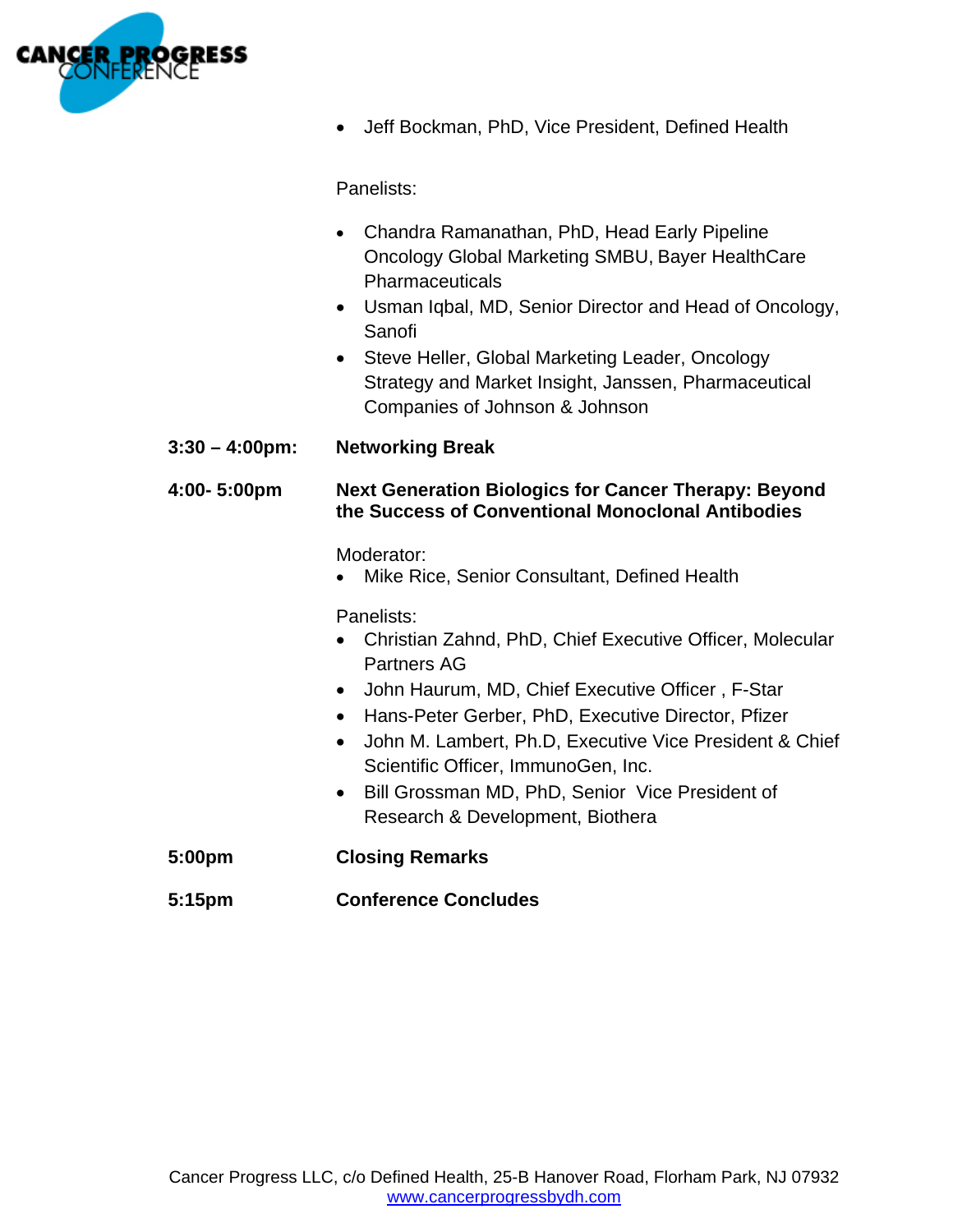- Jeff Bockman, PhD, Vice President, Defined Health

Panelists:

- Chandra Ramanathan, PhD, Head Early Pipeline Oncology Global Marketing SMBU, Bayer HealthCare Pharmaceuticals
- Usman Iqbal, MD, Senior Director and Head of Oncology, Sanofi
- Steve Heller, Global Marketing Leader, Oncology Strategy and Market Insight, Janssen, Pharmaceutical Companies of Johnson & Johnson

**3:30 – 4:00pm:** **Networking Break**

**4:00- 5:00pm** **Next Generation Biologics for Cancer Therapy: Beyond the Success of Conventional Monoclonal Antibodies**

Moderator:

- Mike Rice, Senior Consultant, Defined Health

Panelists:

- Christian Zahnd, PhD, Chief Executive Officer, Molecular Partners AG
- John Haurum, MD, Chief Executive Officer , F-Star
- Hans-Peter Gerber, PhD, Executive Director, Pfizer
- John M. Lambert, Ph.D, Executive Vice President & Chief Scientific Officer, ImmunoGen, Inc.
- Bill Grossman MD, PhD, Senior Vice President of Research & Development, Biothera

**5:00pm** **Closing Remarks**

**5:15pm** **Conference Concludes**

Cancer Progress LLC, c/o Defined Health, 25-B Hanover Road, Florham Park, NJ 07932
www.cancerprogressbydh.com